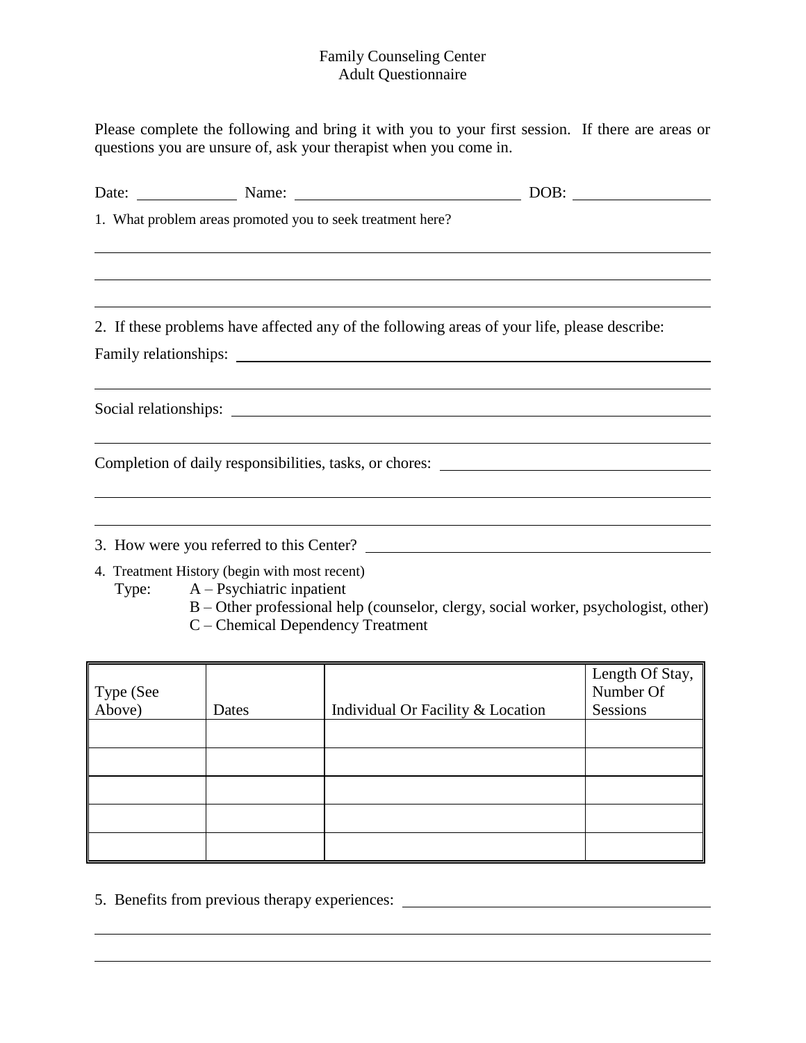# Family Counseling Center
## Adult Questionnaire

Please complete the following and bring it with you to your first session. If there are areas or questions you are unsure of, ask your therapist when you come in.

Date: ____________ Name: ____________________________ DOB: ________________

1. What problem areas promoted you to seek treatment here?

_______________________________________________________________________________

_______________________________________________________________________________

_______________________________________________________________________________

2. If these problems have affected any of the following areas of your life, please describe:

Family relationships: _________________________________________________________

_______________________________________________________________________________

Social relationships: __________________________________________________________

_______________________________________________________________________________

Completion of daily responsibilities, tasks, or chores: ______________________________

_______________________________________________________________________________

_______________________________________________________________________________

3. How were you referred to this Center? _________________________________________

4. Treatment History (begin with most recent)

Type: A – Psychiatric inpatient
B – Other professional help (counselor, clergy, social worker, psychologist, other)
C – Chemical Dependency Treatment

| Type (See Above) | Dates | Individual Or Facility & Location | Length Of Stay, Number Of Sessions |
|---|---|---|---|
| | | | |
| | | | |
| | | | |
| | | | |
| | | | |

5. Benefits from previous therapy experiences: ____________________________________

_______________________________________________________________________________

_______________________________________________________________________________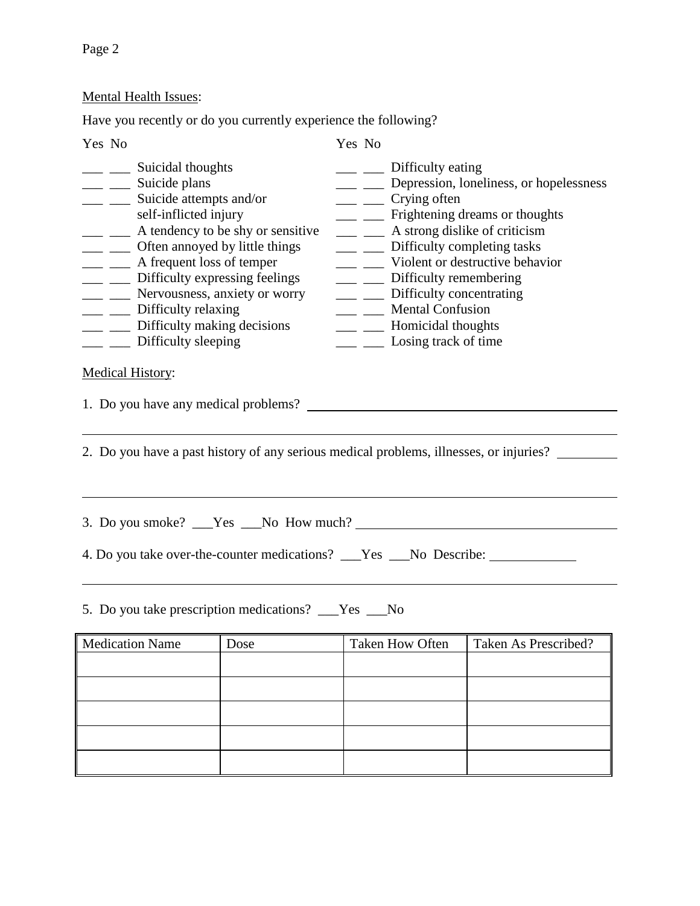Mental Health Issues:

Have you recently or do you currently experience the following?

Yes No

___ ___ Suicidal thoughts
___ ___ Suicide plans
___ ___ Suicide attempts and/or self-inflicted injury
___ ___ A tendency to be shy or sensitive
___ ___ Often annoyed by little things
___ ___ A frequent loss of temper
___ ___ Difficulty expressing feelings
___ ___ Nervousness, anxiety or worry
___ ___ Difficulty relaxing
___ ___ Difficulty making decisions
___ ___ Difficulty sleeping

Yes No

___ ___ Difficulty eating
___ ___ Depression, loneliness, or hopelessness
___ ___ Crying often
___ ___ Frightening dreams or thoughts
___ ___ A strong dislike of criticism
___ ___ Difficulty completing tasks
___ ___ Violent or destructive behavior
___ ___ Difficulty remembering
___ ___ Difficulty concentrating
___ ___ Mental Confusion
___ ___ Homicidal thoughts
___ ___ Losing track of time

Medical History:

1. Do you have any medical problems? ______________________________

______________________________________________________________

2. Do you have a past history of any serious medical problems, illnesses, or injuries? _________

______________________________________________________________

3. Do you smoke? ___Yes ___No How much? ______________________

4. Do you take over-the-counter medications? ___Yes ___No Describe: ____________

______________________________________________________________

5. Do you take prescription medications? ___Yes ___No

| Medication Name | Dose | Taken How Often | Taken As Prescribed? |
| --- | --- | --- | --- |
| | | | |
| | | | |
| | | | |
| | | | |
| | | | |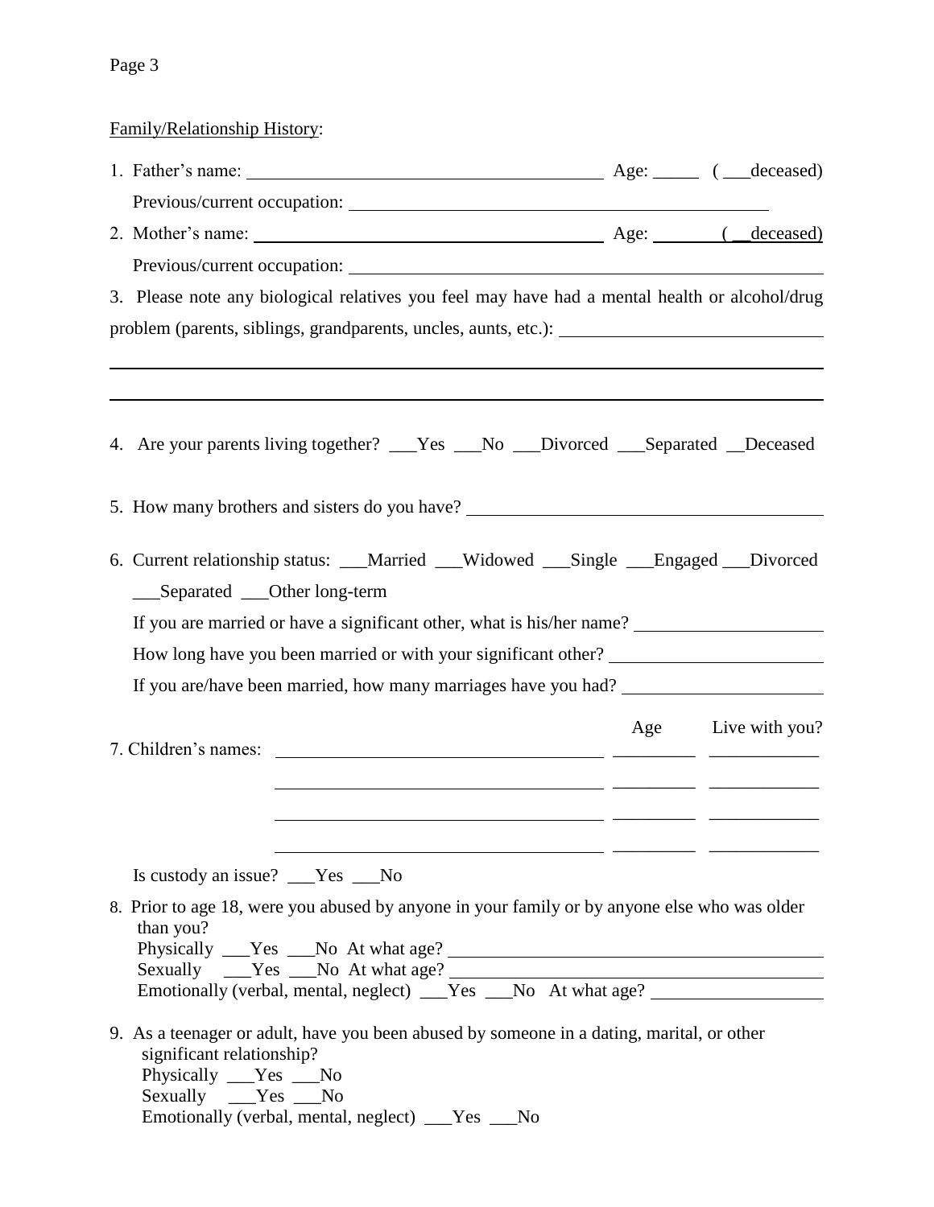Family/Relationship History:

1. Father's name: ________________________________________ Age: _____ ( ___deceased)

   Previous/current occupation: ________________________________________________

2. Mother's name: ________________________________________ Age: ________ ( __deceased)

   Previous/current occupation: ________________________________________________

3. Please note any biological relatives you feel may have had a mental health or alcohol/drug problem (parents, siblings, grandparents, uncles, aunts, etc.): ____________________________

________________________________________________________________________

________________________________________________________________________

4. Are your parents living together? ___Yes ___No ___Divorced ___Separated __Deceased

5. How many brothers and sisters do you have? ________________________________________

6. Current relationship status: ___Married ___Widowed ___Single ___Engaged ___Divorced ___Separated ___Other long-term

   If you are married or have a significant other, what is his/her name? ____________________

   How long have you been married or with your significant other? ______________________

   If you are/have been married, how many marriages have you had? _____________________

7. Children's names:

| Children's names | Age | Live with you? |
| --- | --- | --- |
| | | |
| | | |
| | | |
| | | |

   Is custody an issue? ___Yes ___No

8. Prior to age 18, were you abused by anyone in your family or by anyone else who was older than you?

   Physically ___Yes ___No At what age? ________________________________________

   Sexually ___Yes ___No At what age? ________________________________________

   Emotionally (verbal, mental, neglect) ___Yes ___No At what age? __________________

9. As a teenager or adult, have you been abused by someone in a dating, marital, or other significant relationship?

   Physically ___Yes ___No

   Sexually ___Yes ___No

   Emotionally (verbal, mental, neglect) ___Yes ___No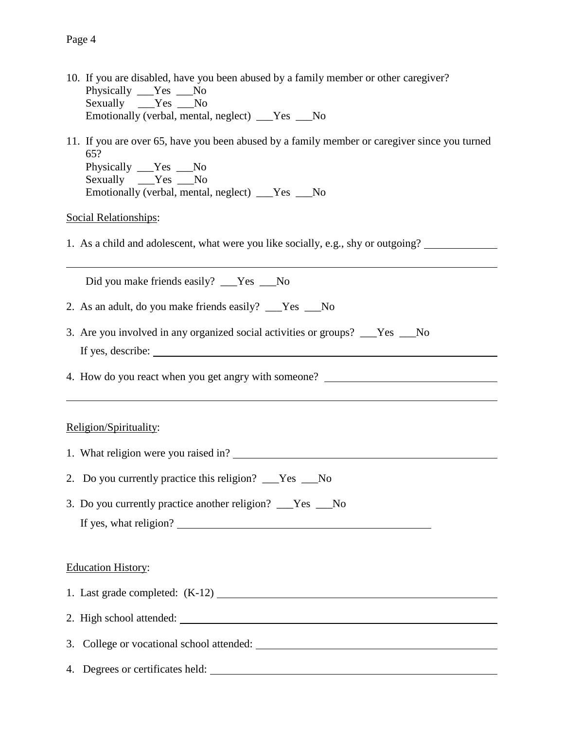10. If you are disabled, have you been abused by a family member or other caregiver?
    Physically ___Yes ___No
    Sexually ___Yes ___No
    Emotionally (verbal, mental, neglect) ___Yes ___No

11. If you are over 65, have you been abused by a family member or caregiver since you turned 65?
    Physically ___Yes ___No
    Sexually ___Yes ___No
    Emotionally (verbal, mental, neglect) ___Yes ___No

Social Relationships:

1. As a child and adolescent, what were you like socially, e.g., shy or outgoing? ______________

_______________________________________________________________________________

   Did you make friends easily? ___Yes ___No

2. As an adult, do you make friends easily? ___Yes ___No

3. Are you involved in any organized social activities or groups? ___Yes ___No
   If yes, describe: ______________________________________________________________

4. How do you react when you get angry with someone? _______________________________

_______________________________________________________________________________

Religion/Spirituality:

1. What religion were you raised in? ________________________________________________

2. Do you currently practice this religion? ___Yes ___No

3. Do you currently practice another religion? ___Yes ___No
   If yes, what religion? ____________________________________________

Education History:

1. Last grade completed: (K-12) _____________________________________________________

2. High school attended: _________________________________________________________

3. College or vocational school attended: ____________________________________________

4. Degrees or certificates held: ____________________________________________________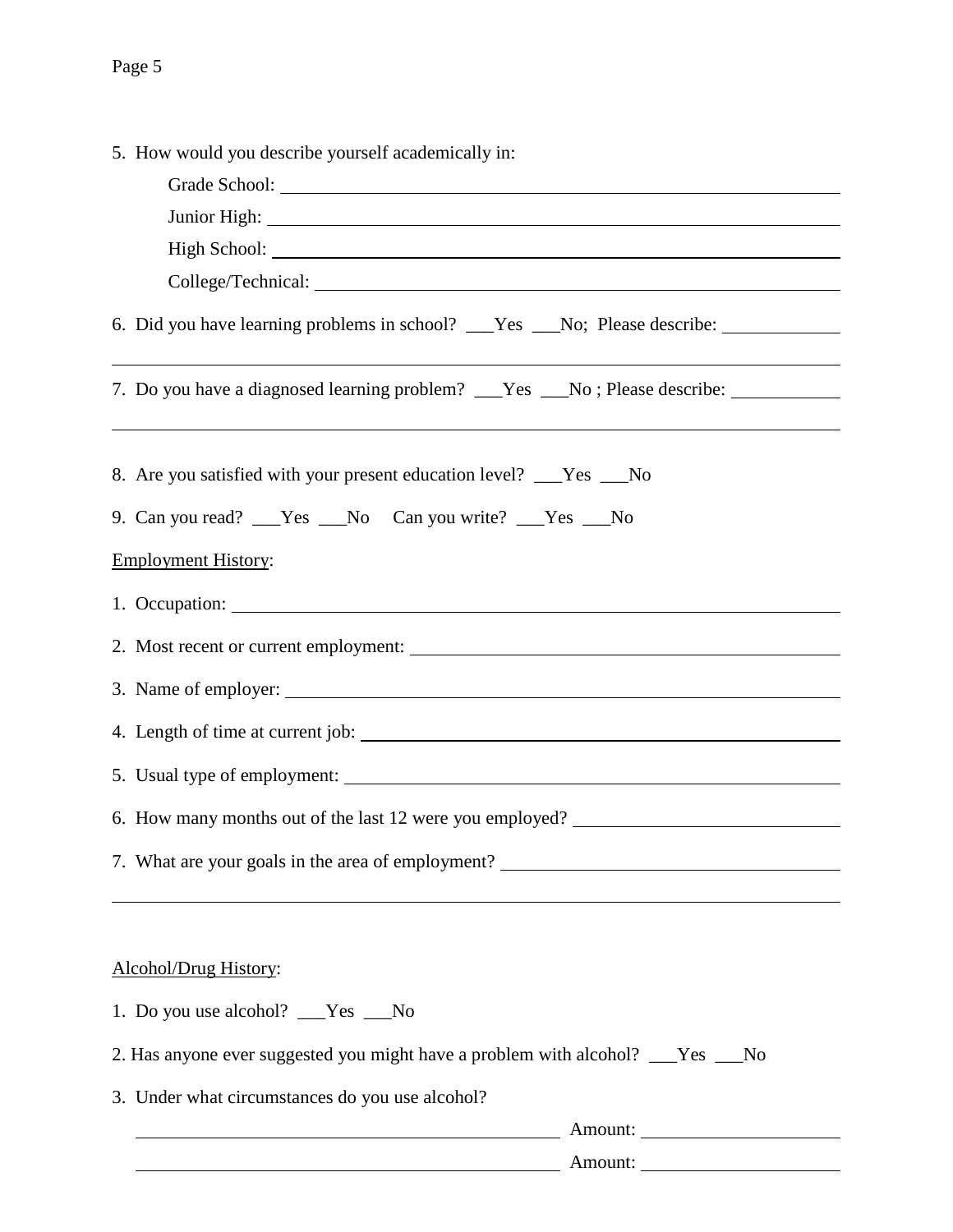5. How would you describe yourself academically in:

   Grade School: ______________________________

   Junior High: ______________________________

   High School: ______________________________

   College/Technical: ______________________________

6. Did you have learning problems in school? ___Yes ___No; Please describe: ____________

______________________________________________________________________

7. Do you have a diagnosed learning problem? ___Yes ___No ; Please describe: ___________

______________________________________________________________________

8. Are you satisfied with your present education level? ___Yes ___No

9. Can you read? ___Yes ___No   Can you write? ___Yes ___No

Employment History:

1. Occupation: ______________________________

2. Most recent or current employment: ______________________________

3. Name of employer: ______________________________

4. Length of time at current job: ______________________________

5. Usual type of employment: ______________________________

6. How many months out of the last 12 were you employed? ____________________

7. What are your goals in the area of employment? ____________________

______________________________________________________________________

Alcohol/Drug History:

1. Do you use alcohol? ___Yes ___No

2. Has anyone ever suggested you might have a problem with alcohol? ___Yes ___No

3. Under what circumstances do you use alcohol?

   ______________________________ Amount: ____________

   ______________________________ Amount: ____________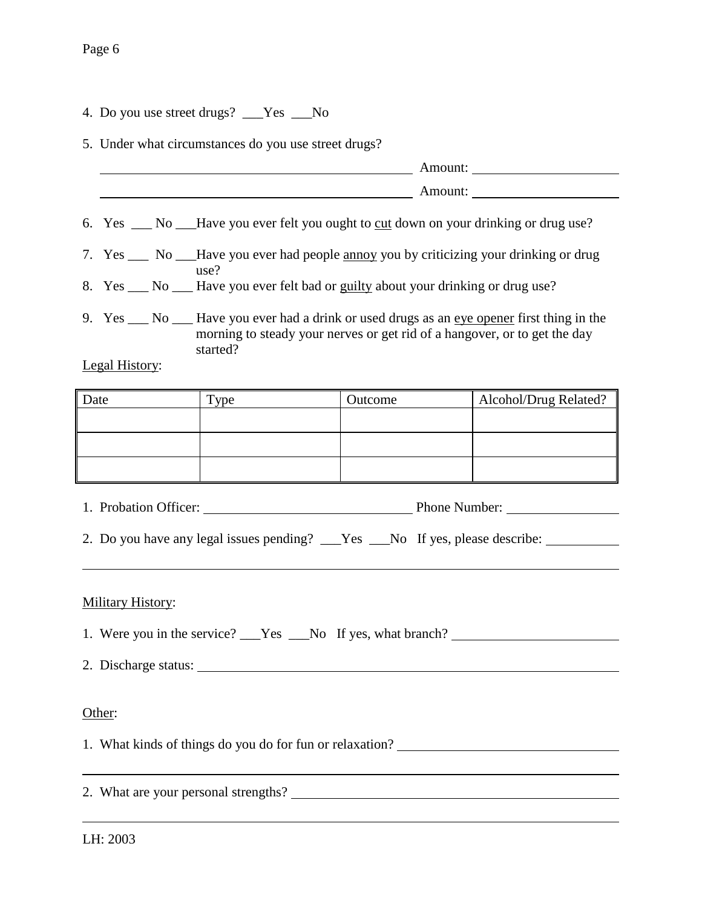4. Do you use street drugs? ___Yes ___No

5. Under what circumstances do you use street drugs?

   ______________________________ Amount: ______________

   ______________________________ Amount: ______________

6. Yes ___ No ___Have you ever felt you ought to <u>cut</u> down on your drinking or drug use?

7. Yes ___ No ___Have you ever had people <u>annoy</u> you by criticizing your drinking or drug use?

8. Yes ___ No ___ Have you ever felt bad or <u>guilty</u> about your drinking or drug use?

9. Yes ___ No ___ Have you ever had a drink or used drugs as an <u>eye opener</u> first thing in the morning to steady your nerves or get rid of a hangover, or to get the day started?

<u>Legal History</u>:

| Date | Type | Outcome | Alcohol/Drug Related? |
|---|---|---|---|
| | | | |
| | | | |
| | | | |

1. Probation Officer: ______________________ Phone Number: ______________

2. Do you have any legal issues pending? ___Yes ___No If yes, please describe: __________

______________________________________________________________________

<u>Military History</u>:

1. Were you in the service? ___Yes ___No If yes, what branch? ______________________

2. Discharge status: ______________________________________________________

<u>Other</u>:

1. What kinds of things do you do for fun or relaxation? ______________________________

______________________________________________________________________

2. What are your personal strengths? ______________________________________________

______________________________________________________________________

LH: 2003